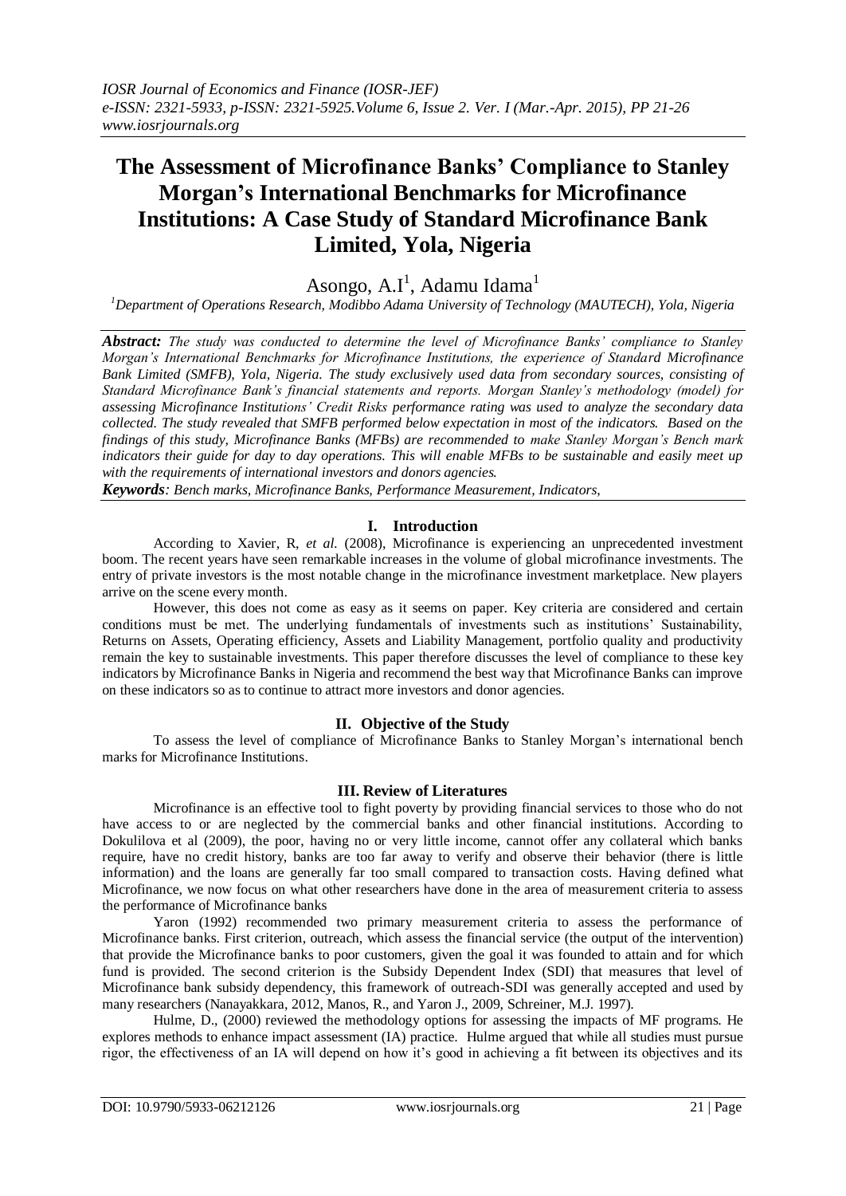# The Assessment of Microfinance Banks' Compliance to Stanley Morgan's International Benchmarks for Microfinance Institutions: A Case Study of Standard Microfinance Bank Limited, Yola, Nigeria

Asongo, A.I[1], Adamu Idama[1]

[1]*Department of Operations Research, Modibbo Adama University of Technology (MAUTECH), Yola, Nigeria*

***Abstract:*** *The study was conducted to determine the level of Microfinance Banks' compliance to Stanley Morgan's International Benchmarks for Microfinance Institutions, the experience of Standard Microfinance Bank Limited (SMFB), Yola, Nigeria. The study exclusively used data from secondary sources, consisting of Standard Microfinance Bank's financial statements and reports. Morgan Stanley's methodology (model) for assessing Microfinance Institutions' Credit Risks performance rating was used to analyze the secondary data collected. The study revealed that SMFB performed below expectation in most of the indicators. Based on the findings of this study, Microfinance Banks (MFBs) are recommended to make Stanley Morgan's Bench mark indicators their guide for day to day operations. This will enable MFBs to be sustainable and easily meet up with the requirements of international investors and donors agencies.*

***Keywords****: Bench marks, Microfinance Banks, Performance Measurement, Indicators,*

## I. Introduction

According to Xavier, R, *et al.* (2008), Microfinance is experiencing an unprecedented investment boom. The recent years have seen remarkable increases in the volume of global microfinance investments. The entry of private investors is the most notable change in the microfinance investment marketplace. New players arrive on the scene every month.

However, this does not come as easy as it seems on paper. Key criteria are considered and certain conditions must be met. The underlying fundamentals of investments such as institutions' Sustainability, Returns on Assets, Operating efficiency, Assets and Liability Management, portfolio quality and productivity remain the key to sustainable investments. This paper therefore discusses the level of compliance to these key indicators by Microfinance Banks in Nigeria and recommend the best way that Microfinance Banks can improve on these indicators so as to continue to attract more investors and donor agencies.

## II. Objective of the Study

To assess the level of compliance of Microfinance Banks to Stanley Morgan's international bench marks for Microfinance Institutions.

## III. Review of Literatures

Microfinance is an effective tool to fight poverty by providing financial services to those who do not have access to or are neglected by the commercial banks and other financial institutions. According to Dokulilova et al (2009), the poor, having no or very little income, cannot offer any collateral which banks require, have no credit history, banks are too far away to verify and observe their behavior (there is little information) and the loans are generally far too small compared to transaction costs. Having defined what Microfinance, we now focus on what other researchers have done in the area of measurement criteria to assess the performance of Microfinance banks

Yaron (1992) recommended two primary measurement criteria to assess the performance of Microfinance banks. First criterion, outreach, which assess the financial service (the output of the intervention) that provide the Microfinance banks to poor customers, given the goal it was founded to attain and for which fund is provided. The second criterion is the Subsidy Dependent Index (SDI) that measures that level of Microfinance bank subsidy dependency, this framework of outreach-SDI was generally accepted and used by many researchers (Nanayakkara, 2012, Manos, R., and Yaron J., 2009, Schreiner, M.J. 1997).

Hulme, D., (2000) reviewed the methodology options for assessing the impacts of MF programs. He explores methods to enhance impact assessment (IA) practice. Hulme argued that while all studies must pursue rigor, the effectiveness of an IA will depend on how it's good in achieving a fit between its objectives and its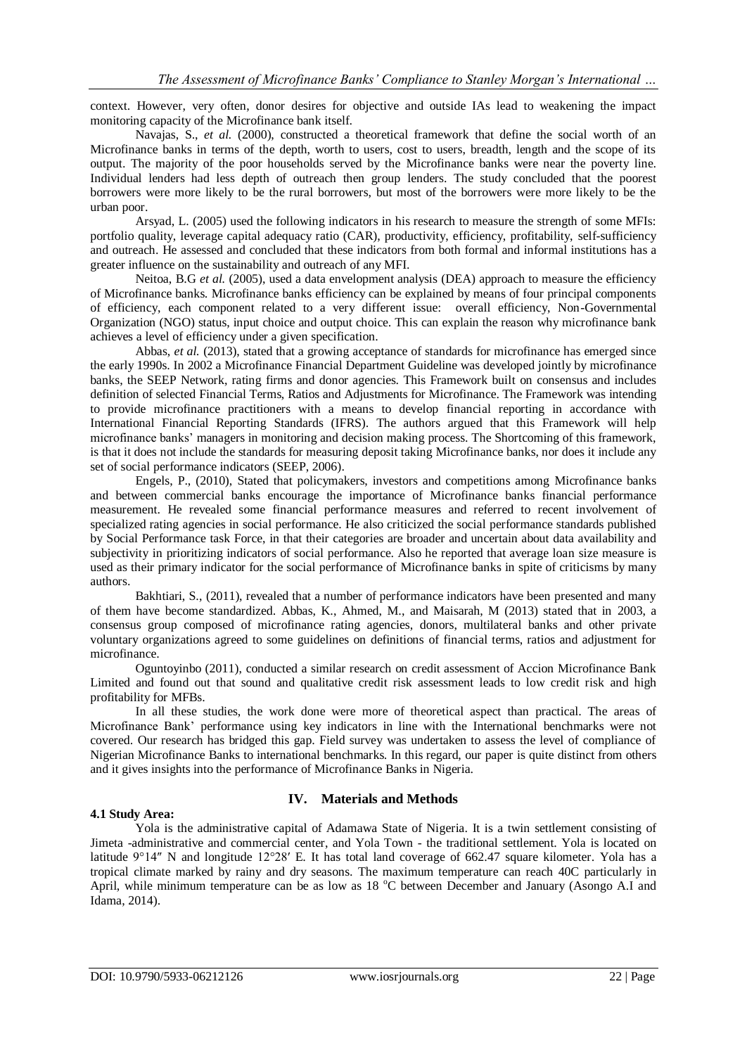context. However, very often, donor desires for objective and outside IAs lead to weakening the impact monitoring capacity of the Microfinance bank itself.

Navajas, S., *et al.* (2000), constructed a theoretical framework that define the social worth of an Microfinance banks in terms of the depth, worth to users, cost to users, breadth, length and the scope of its output. The majority of the poor households served by the Microfinance banks were near the poverty line. Individual lenders had less depth of outreach then group lenders. The study concluded that the poorest borrowers were more likely to be the rural borrowers, but most of the borrowers were more likely to be the urban poor.

Arsyad, L. (2005) used the following indicators in his research to measure the strength of some MFIs: portfolio quality, leverage capital adequacy ratio (CAR), productivity, efficiency, profitability, self-sufficiency and outreach. He assessed and concluded that these indicators from both formal and informal institutions has a greater influence on the sustainability and outreach of any MFI.

Neitoa, B.G *et al.* (2005), used a data envelopment analysis (DEA) approach to measure the efficiency of Microfinance banks. Microfinance banks efficiency can be explained by means of four principal components of efficiency, each component related to a very different issue: overall efficiency, Non-Governmental Organization (NGO) status, input choice and output choice. This can explain the reason why microfinance bank achieves a level of efficiency under a given specification.

Abbas, *et al.* (2013), stated that a growing acceptance of standards for microfinance has emerged since the early 1990s. In 2002 a Microfinance Financial Department Guideline was developed jointly by microfinance banks, the SEEP Network, rating firms and donor agencies. This Framework built on consensus and includes definition of selected Financial Terms, Ratios and Adjustments for Microfinance. The Framework was intending to provide microfinance practitioners with a means to develop financial reporting in accordance with International Financial Reporting Standards (IFRS). The authors argued that this Framework will help microfinance banks' managers in monitoring and decision making process. The Shortcoming of this framework, is that it does not include the standards for measuring deposit taking Microfinance banks, nor does it include any set of social performance indicators (SEEP, 2006).

Engels, P., (2010), Stated that policymakers, investors and competitions among Microfinance banks and between commercial banks encourage the importance of Microfinance banks financial performance measurement. He revealed some financial performance measures and referred to recent involvement of specialized rating agencies in social performance. He also criticized the social performance standards published by Social Performance task Force, in that their categories are broader and uncertain about data availability and subjectivity in prioritizing indicators of social performance. Also he reported that average loan size measure is used as their primary indicator for the social performance of Microfinance banks in spite of criticisms by many authors.

Bakhtiari, S., (2011), revealed that a number of performance indicators have been presented and many of them have become standardized. Abbas, K., Ahmed, M., and Maisarah, M (2013) stated that in 2003, a consensus group composed of microfinance rating agencies, donors, multilateral banks and other private voluntary organizations agreed to some guidelines on definitions of financial terms, ratios and adjustment for microfinance.

Oguntoyinbo (2011), conducted a similar research on credit assessment of Accion Microfinance Bank Limited and found out that sound and qualitative credit risk assessment leads to low credit risk and high profitability for MFBs.

In all these studies, the work done were more of theoretical aspect than practical. The areas of Microfinance Bank' performance using key indicators in line with the International benchmarks were not covered. Our research has bridged this gap. Field survey was undertaken to assess the level of compliance of Nigerian Microfinance Banks to international benchmarks. In this regard, our paper is quite distinct from others and it gives insights into the performance of Microfinance Banks in Nigeria.

## IV. Materials and Methods

### 4.1 Study Area:

Yola is the administrative capital of Adamawa State of Nigeria. It is a twin settlement consisting of Jimeta -administrative and commercial center, and Yola Town - the traditional settlement. Yola is located on latitude 9°14″ N and longitude 12°28′ E. It has total land coverage of 662.47 square kilometer. Yola has a tropical climate marked by rainy and dry seasons. The maximum temperature can reach 40C particularly in April, while minimum temperature can be as low as 18 °C between December and January (Asongo A.I and Idama, 2014).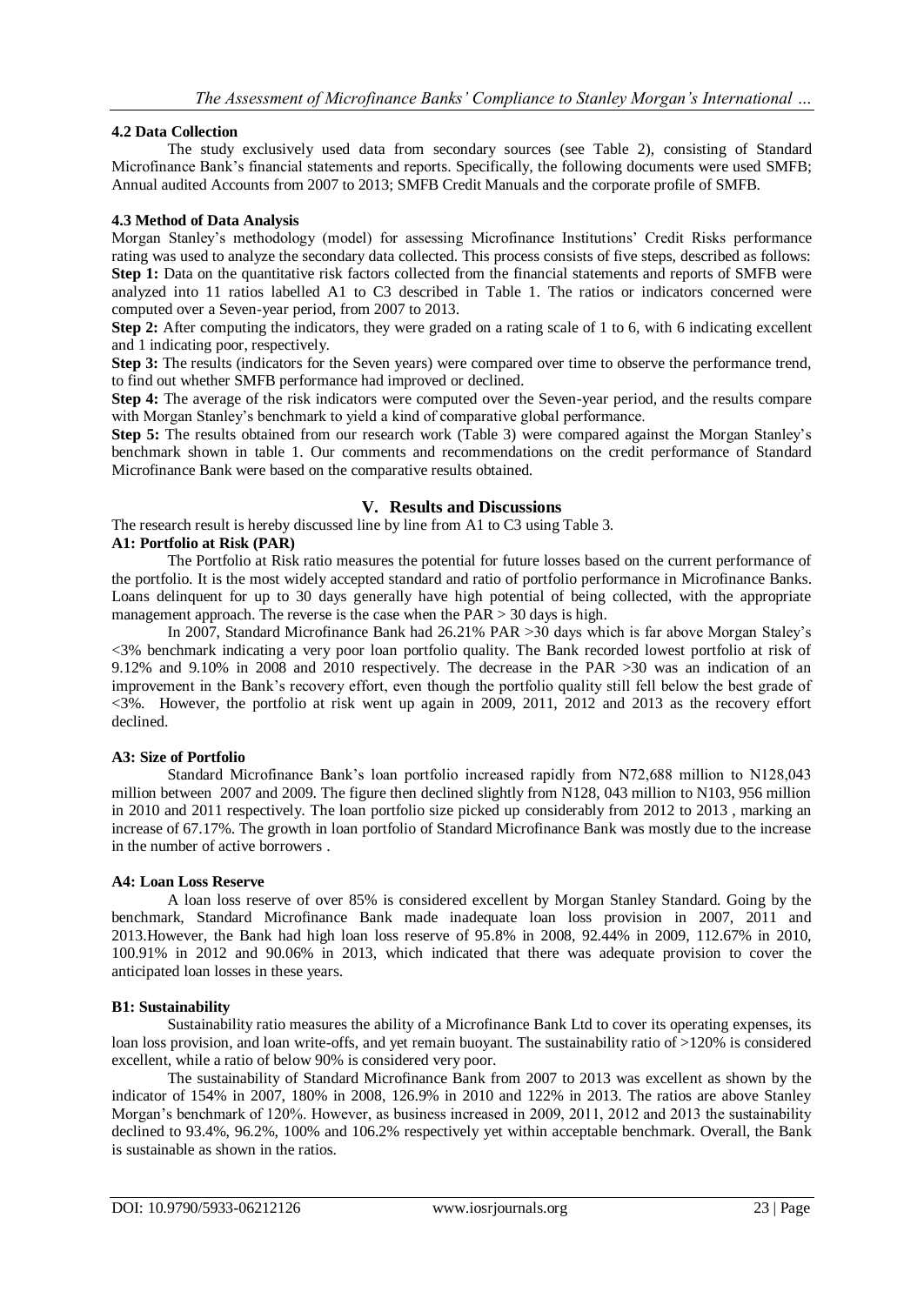### 4.2 Data Collection

The study exclusively used data from secondary sources (see Table 2), consisting of Standard Microfinance Bank's financial statements and reports. Specifically, the following documents were used SMFB; Annual audited Accounts from 2007 to 2013; SMFB Credit Manuals and the corporate profile of SMFB.

### 4.3 Method of Data Analysis

Morgan Stanley's methodology (model) for assessing Microfinance Institutions' Credit Risks performance rating was used to analyze the secondary data collected. This process consists of five steps, described as follows:

**Step 1:** Data on the quantitative risk factors collected from the financial statements and reports of SMFB were analyzed into 11 ratios labelled A1 to C3 described in Table 1. The ratios or indicators concerned were computed over a Seven-year period, from 2007 to 2013.

**Step 2:** After computing the indicators, they were graded on a rating scale of 1 to 6, with 6 indicating excellent and 1 indicating poor, respectively.

**Step 3:** The results (indicators for the Seven years) were compared over time to observe the performance trend, to find out whether SMFB performance had improved or declined.

**Step 4:** The average of the risk indicators were computed over the Seven-year period, and the results compare with Morgan Stanley's benchmark to yield a kind of comparative global performance.

**Step 5:** The results obtained from our research work (Table 3) were compared against the Morgan Stanley's benchmark shown in table 1. Our comments and recommendations on the credit performance of Standard Microfinance Bank were based on the comparative results obtained.

## V. Results and Discussions

The research result is hereby discussed line by line from A1 to C3 using Table 3.

### A1: Portfolio at Risk (PAR)

The Portfolio at Risk ratio measures the potential for future losses based on the current performance of the portfolio. It is the most widely accepted standard and ratio of portfolio performance in Microfinance Banks. Loans delinquent for up to 30 days generally have high potential of being collected, with the appropriate management approach. The reverse is the case when the PAR > 30 days is high.

In 2007, Standard Microfinance Bank had 26.21% PAR >30 days which is far above Morgan Staley's <3% benchmark indicating a very poor loan portfolio quality. The Bank recorded lowest portfolio at risk of 9.12% and 9.10% in 2008 and 2010 respectively. The decrease in the PAR >30 was an indication of an improvement in the Bank's recovery effort, even though the portfolio quality still fell below the best grade of <3%. However, the portfolio at risk went up again in 2009, 2011, 2012 and 2013 as the recovery effort declined.

### A3: Size of Portfolio

Standard Microfinance Bank's loan portfolio increased rapidly from N72,688 million to N128,043 million between 2007 and 2009. The figure then declined slightly from N128, 043 million to N103, 956 million in 2010 and 2011 respectively. The loan portfolio size picked up considerably from 2012 to 2013 , marking an increase of 67.17%. The growth in loan portfolio of Standard Microfinance Bank was mostly due to the increase in the number of active borrowers .

### A4: Loan Loss Reserve

A loan loss reserve of over 85% is considered excellent by Morgan Stanley Standard. Going by the benchmark, Standard Microfinance Bank made inadequate loan loss provision in 2007, 2011 and 2013.However, the Bank had high loan loss reserve of 95.8% in 2008, 92.44% in 2009, 112.67% in 2010, 100.91% in 2012 and 90.06% in 2013, which indicated that there was adequate provision to cover the anticipated loan losses in these years.

### B1: Sustainability

Sustainability ratio measures the ability of a Microfinance Bank Ltd to cover its operating expenses, its loan loss provision, and loan write-offs, and yet remain buoyant. The sustainability ratio of >120% is considered excellent, while a ratio of below 90% is considered very poor.

The sustainability of Standard Microfinance Bank from 2007 to 2013 was excellent as shown by the indicator of 154% in 2007, 180% in 2008, 126.9% in 2010 and 122% in 2013. The ratios are above Stanley Morgan's benchmark of 120%. However, as business increased in 2009, 2011, 2012 and 2013 the sustainability declined to 93.4%, 96.2%, 100% and 106.2% respectively yet within acceptable benchmark. Overall, the Bank is sustainable as shown in the ratios.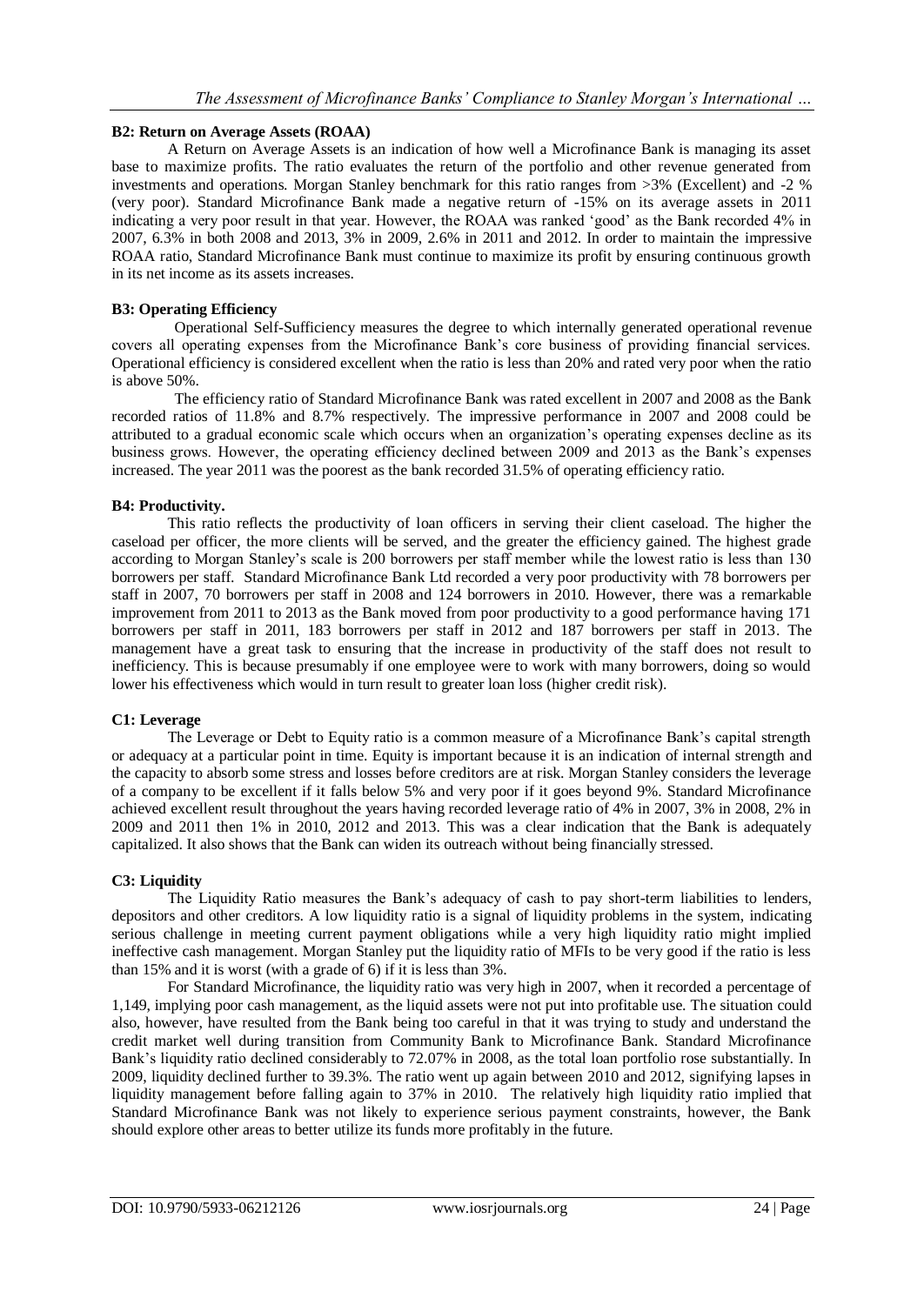#### B2: Return on Average Assets (ROAA)

A Return on Average Assets is an indication of how well a Microfinance Bank is managing its asset base to maximize profits. The ratio evaluates the return of the portfolio and other revenue generated from investments and operations. Morgan Stanley benchmark for this ratio ranges from >3% (Excellent) and -2 % (very poor). Standard Microfinance Bank made a negative return of -15% on its average assets in 2011 indicating a very poor result in that year. However, the ROAA was ranked 'good' as the Bank recorded 4% in 2007, 6.3% in both 2008 and 2013, 3% in 2009, 2.6% in 2011 and 2012. In order to maintain the impressive ROAA ratio, Standard Microfinance Bank must continue to maximize its profit by ensuring continuous growth in its net income as its assets increases.

#### B3: Operating Efficiency

Operational Self-Sufficiency measures the degree to which internally generated operational revenue covers all operating expenses from the Microfinance Bank's core business of providing financial services. Operational efficiency is considered excellent when the ratio is less than 20% and rated very poor when the ratio is above 50%.

The efficiency ratio of Standard Microfinance Bank was rated excellent in 2007 and 2008 as the Bank recorded ratios of 11.8% and 8.7% respectively. The impressive performance in 2007 and 2008 could be attributed to a gradual economic scale which occurs when an organization's operating expenses decline as its business grows. However, the operating efficiency declined between 2009 and 2013 as the Bank's expenses increased. The year 2011 was the poorest as the bank recorded 31.5% of operating efficiency ratio.

#### B4: Productivity.

This ratio reflects the productivity of loan officers in serving their client caseload. The higher the caseload per officer, the more clients will be served, and the greater the efficiency gained. The highest grade according to Morgan Stanley's scale is 200 borrowers per staff member while the lowest ratio is less than 130 borrowers per staff. Standard Microfinance Bank Ltd recorded a very poor productivity with 78 borrowers per staff in 2007, 70 borrowers per staff in 2008 and 124 borrowers in 2010. However, there was a remarkable improvement from 2011 to 2013 as the Bank moved from poor productivity to a good performance having 171 borrowers per staff in 2011, 183 borrowers per staff in 2012 and 187 borrowers per staff in 2013. The management have a great task to ensuring that the increase in productivity of the staff does not result to inefficiency. This is because presumably if one employee were to work with many borrowers, doing so would lower his effectiveness which would in turn result to greater loan loss (higher credit risk).

#### C1: Leverage

The Leverage or Debt to Equity ratio is a common measure of a Microfinance Bank's capital strength or adequacy at a particular point in time. Equity is important because it is an indication of internal strength and the capacity to absorb some stress and losses before creditors are at risk. Morgan Stanley considers the leverage of a company to be excellent if it falls below 5% and very poor if it goes beyond 9%. Standard Microfinance achieved excellent result throughout the years having recorded leverage ratio of 4% in 2007, 3% in 2008, 2% in 2009 and 2011 then 1% in 2010, 2012 and 2013. This was a clear indication that the Bank is adequately capitalized. It also shows that the Bank can widen its outreach without being financially stressed.

#### C3: Liquidity

The Liquidity Ratio measures the Bank's adequacy of cash to pay short-term liabilities to lenders, depositors and other creditors. A low liquidity ratio is a signal of liquidity problems in the system, indicating serious challenge in meeting current payment obligations while a very high liquidity ratio might implied ineffective cash management. Morgan Stanley put the liquidity ratio of MFIs to be very good if the ratio is less than 15% and it is worst (with a grade of 6) if it is less than 3%.

For Standard Microfinance, the liquidity ratio was very high in 2007, when it recorded a percentage of 1,149, implying poor cash management, as the liquid assets were not put into profitable use. The situation could also, however, have resulted from the Bank being too careful in that it was trying to study and understand the credit market well during transition from Community Bank to Microfinance Bank. Standard Microfinance Bank's liquidity ratio declined considerably to 72.07% in 2008, as the total loan portfolio rose substantially. In 2009, liquidity declined further to 39.3%. The ratio went up again between 2010 and 2012, signifying lapses in liquidity management before falling again to 37% in 2010. The relatively high liquidity ratio implied that Standard Microfinance Bank was not likely to experience serious payment constraints, however, the Bank should explore other areas to better utilize its funds more profitably in the future.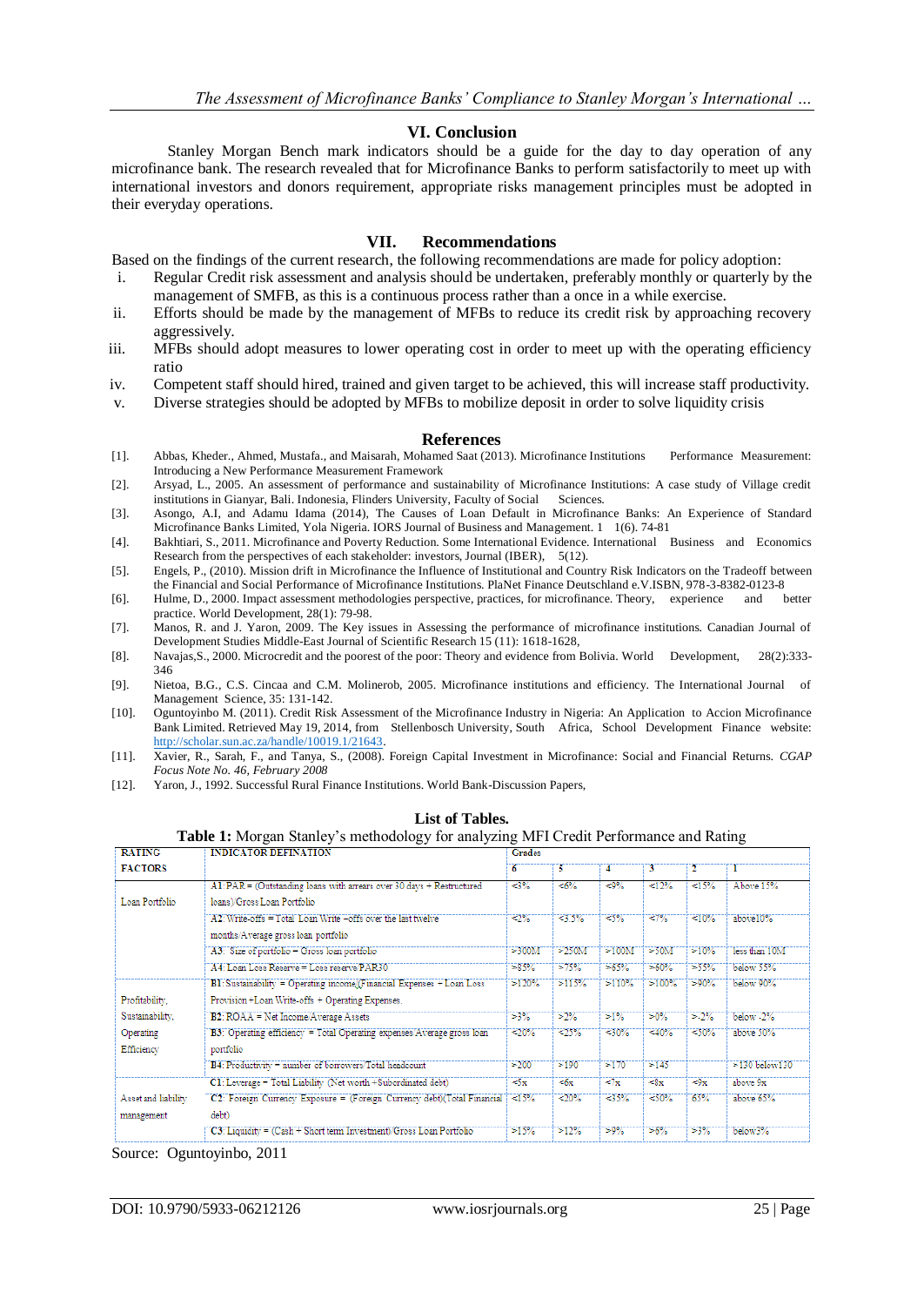## VI. Conclusion

Stanley Morgan Bench mark indicators should be a guide for the day to day operation of any microfinance bank. The research revealed that for Microfinance Banks to perform satisfactorily to meet up with international investors and donors requirement, appropriate risks management principles must be adopted in their everyday operations.

## VII. Recommendations

Based on the findings of the current research, the following recommendations are made for policy adoption:

- i. Regular Credit risk assessment and analysis should be undertaken, preferably monthly or quarterly by the management of SMFB, as this is a continuous process rather than a once in a while exercise.
- ii. Efforts should be made by the management of MFBs to reduce its credit risk by approaching recovery aggressively.
- iii. MFBs should adopt measures to lower operating cost in order to meet up with the operating efficiency ratio
- iv. Competent staff should hired, trained and given target to be achieved, this will increase staff productivity.
- v. Diverse strategies should be adopted by MFBs to mobilize deposit in order to solve liquidity crisis

## References

[1]. Abbas, Kheder., Ahmed, Mustafa., and Maisarah, Mohamed Saat (2013). Microfinance Institutions Performance Measurement: Introducing a New Performance Measurement Framework

[2]. Arsyad, L., 2005. An assessment of performance and sustainability of Microfinance Institutions: A case study of Village credit institutions in Gianyar, Bali. Indonesia, Flinders University, Faculty of Social Sciences.

[3]. Asongo, A.I, and Adamu Idama (2014), The Causes of Loan Default in Microfinance Banks: An Experience of Standard Microfinance Banks Limited, Yola Nigeria. IORS Journal of Business and Management. 1 1(6). 74-81

[4]. Bakhtiari, S., 2011. Microfinance and Poverty Reduction. Some International Evidence. International Business and Economics Research from the perspectives of each stakeholder: investors, Journal (IBER), 5(12).

[5]. Engels, P., (2010). Mission drift in Microfinance the Influence of Institutional and Country Risk Indicators on the Tradeoff between the Financial and Social Performance of Microfinance Institutions. PlaNet Finance Deutschland e.V.ISBN, 978-3-8382-0123-8

[6]. Hulme, D., 2000. Impact assessment methodologies perspective, practices, for microfinance. Theory, experience and better practice. World Development, 28(1): 79-98.

[7]. Manos, R. and J. Yaron, 2009. The Key issues in Assessing the performance of microfinance institutions. Canadian Journal of Development Studies Middle-East Journal of Scientific Research 15 (11): 1618-1628,

[8]. Navajas,S., 2000. Microcredit and the poorest of the poor: Theory and evidence from Bolivia. World Development, 28(2):333-346

[9]. Nietoa, B.G., C.S. Cincaa and C.M. Molinerob, 2005. Microfinance institutions and efficiency. The International Journal of Management Science, 35: 131-142.

[10]. Oguntoyinbo M. (2011). Credit Risk Assessment of the Microfinance Industry in Nigeria: An Application to Accion Microfinance Bank Limited. Retrieved May 19, 2014, from Stellenbosch University, South Africa, School Development Finance website: http://scholar.sun.ac.za/handle/10019.1/21643.

[11]. Xavier, R., Sarah, F., and Tanya, S., (2008). Foreign Capital Investment in Microfinance: Social and Financial Returns. *CGAP Focus Note No. 46, February 2008*

[12]. Yaron, J., 1992. Successful Rural Finance Institutions. World Bank-Discussion Papers,

## List of Tables.

**Table 1:** Morgan Stanley's methodology for analyzing MFI Credit Performance and Rating

| RATING FACTORS | INDICATOR DEFINATION | Grades | | | | | |
|---|---|---|---|---|---|---|---|
| | | 6 | 5 | 4 | 3 | 2 | 1 |
| Loan Portfolio | A1: PAR = (Outstanding loans with arrears over 30 days + Restructured loans)/Gross Loan Portfolio | <3% | <6% | <9% | <12% | <15% | Above 15% |
| | A2: Write-offs = Total Loan Write –offs over the last twelve months/Average gross loan portfolio | <2% | <3.5% | <5% | <7% | <10% | above10% |
| | A3: Size of portfolio = Gross loan portfolio | >300M | >250M | >100M | >50M | >10% | less than 10M |
| | A4: Loan Loss Reserve = Loss reserve/PAR30 | >85% | >75% | >65% | >60% | >55% | below 55% |
| Profitability, Sustainability, Operating Efficiency | B1: Sustainability = Operating income/(Financial Expenses + Loan Loss Provision +Loan Write-offs + Operating Expenses. | >120% | >115% | >110% | >100% | >90% | below 90% |
| | B2: ROAA = Net Income/Average Assets | >3% | >2% | >1% | >0% | >-2% | below -2% |
| | B3: Operating efficiency = Total Operating expenses/Average gross loan portfolio | <20% | <25% | <30% | <40% | <50% | above 50% |
| | B4: Productivity = number of borrowers/Total headcount | >200 | >190 | >170 | >145 | | >130 below130 |
| Asset and liability management | C1: Leverage = Total Liability (Net worth +Subordinated debt) | <5x | <6x | <7x | <8x | <9x | above 9x |
| | C2: Foreign Currency Exposure = (Foreign Currency debt)(Total Financial debt) | <15% | <20% | <35% | <50% | 65% | above 65% |
| | C3: Liquidity = (Cash + Short term Investment)/Gross Loan Portfolio | >15% | >12% | >9% | >6% | >3% | below3% |

Source: Oguntoyinbo, 2011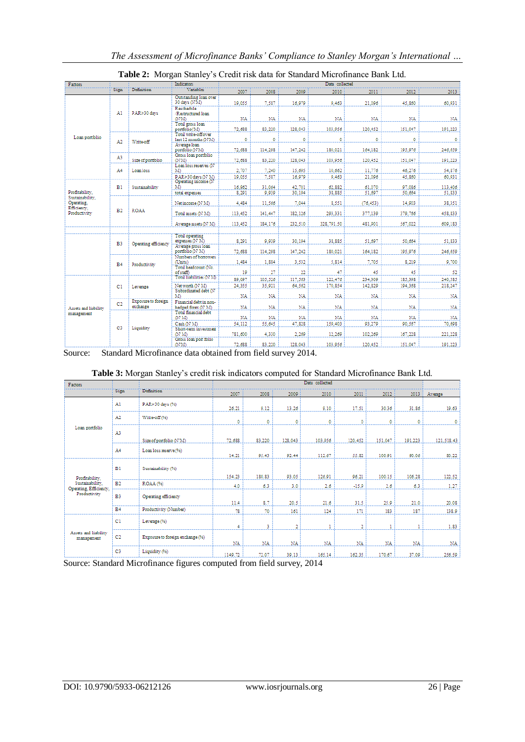**Table 2:** Morgan Stanley's Credit risk data for Standard Microfinance Bank Ltd.

| Factors | Sign | Definition | Indicators Variables | 2007 | 2008 | 2009 | 2010 | 2011 | 2012 | 2013 |
|---|---|---|---|---|---|---|---|---|---|---|
| Loan portfolio | A1 | PAR>30 days | Outstanding loan over 30 days (N'M) | 19,055 | 7,587 | 16,979 | 9,463 | 21,096 | 45,860 | 60,931 |
| | | | Reschedule /Restructured loan (N'M) | NA | NA | NA | NA | NA | NA | NA |
| | | | Total gross loan portfolio(M) | 72,688 | 83,220 | 128,043 | 103,956 | 120,452 | 151,047 | 191,223 |
| | A2 | Write-off | Total write-offover last 12 months (N'M) | 0 | 0 | 0 | 0 | 0 | 0 | 0 |
| | | | Average loan portfolio (N'M) | 72,688 | 114,298 | 147,242 | 180,021 | 164,182 | 195,976 | 246,659 |
| | A3 | Size of portfolio | Gross loan portfolio (N'M) | 72,688 | 83,220 | 128,043 | 103,956 | 120,452 | 151,047 | 191,223 |
| | A4 | Loan loss | Loan loss reserves (N' M) | 2,707 | 7,240 | 15,695 | 10,662 | 11,776 | 46,276 | 54,876 |
| | | | PAR>30 days (N' M) | 19,055 | 7,587 | 16,979 | 9,463 | 21,096 | 45,860 | 60,931 |
| Profitability, Sustainability, Operating, Efficiency, Productivity | B1 | Sustainability | Operating income (N' M) | 16,962 | 31,064 | 42,701 | 62,882 | 61,070 | 97,086 | 113,406 |
| | | | total expenses | 8,291 | 9,939 | 30,194 | 31,885 | 51,697 | 50,664 | 51,333 |
| | B2 | ROAA | Net income (N' M) | 4,484 | 11,566 | 7,044 | 8,551 | (76,453) | 14,903 | 38,351 |
| | | | Total assets (N' M) | 113,452 | 141,447 | 182,126 | 293,331 | 377,139 | 379,766 | 458,833 |
| | | | Average assets (N' M) | 113,452 | 184,176 | 232,510 | 328,791.50 | 481,901 | 567,022 | 609,183 |
| | B3 | Operating efficiency | Total operating expenses (N' M) | 8,291 | 9,939 | 30,194 | 31,885 | 51,697 | 50,664 | 51,333 |
| | | | Average gross loan portfolio (N' M) | 72,688 | 114,298 | 147,242 | 180,021 | 164,182 | 195,976 | 246,659 |
| | B4 | Productivity | Numbers of borrowers (Units) | 1,484 | 1,884 | 3,532 | 5,814 | 7,705 | 8,219 | 9,700 |
| | | | Total headcount (No. of staff) | 19 | 27 | 22 | 47 | 45 | 45 | 52 |
| Assets and liability management | C1 | Leverage | Total liabilities (N' M) | 89,097 | 105,526 | 117,563 | 122,476 | 234,309 | 185,398 | 240,585 |
| | | | Net worth (N' M) | 24,355 | 35,921 | 64,562 | 170,854 | 142,829 | 194,368 | 218,247 |
| | | | Subordinated debt (N' M) | NA | NA | NA | NA | NA | NA | NA |
| | C2 | Exposure to foreign exchange | Financial debt in non-hedged forex (N' M) | NA | NA | NA | NA | NA | NA | NA |
| | C3 | Liquidity | Total financial debt (N' M) | NA | NA | NA | NA | NA | NA | NA |
| | | | Cash (N' M) | 54,112 | 55,645 | 47,828 | 159,403 | 93,279 | 90,567 | 70,898 |
| | | | Short-term investment (N' M) | 781,600 | 4,330 | 2,269 | 12,269 | 102,269 | 167,228 | 221,228 |
| | | | Gross loan port folio (N'M) | 72,688 | 83,220 | 128,043 | 103,956 | 120,452 | 151,047 | 191,223 |

Source: Standard Microfinance data obtained from field survey 2014.

**Table 3:** Morgan Stanley's credit risk indicators computed for Standard Microfinance Bank Ltd.

| Factors | Sign | Definition | 2007 | 2008 | 2009 | 2010 | 2011 | 2012 | 2013 | Average |
|---|---|---|---|---|---|---|---|---|---|---|
| Loan portfolio | A1 | PAR>30 days (%) | 26.21 | 9.12 | 13.26 | 9.10 | 17.51 | 30.36 | 31.86 | 19.63 |
| | A2 | Write-off (%) | 0 | 0 | 0 | 0 | 0 | 0 | 0 | 0 |
| | A3 | Size of portfolio (N'M) | 72,688 | 83,220 | 128,043 | 103,956 | 120,452 | 151,047 | 191,223 | 121,518.43 |
| | A4 | Loan loss reserve (%) | 14.21 | 95.43 | 92.44 | 112.67 | 55.82 | 100.91 | 90.06 | 80.22 |
| Profitability, Sustainability, Operating, Efficiency, Productivity | B1 | Sustainability (%) | 154.23 | 180.83 | 93.05 | 126.91 | 96.21 | 100.15 | 106.28 | 122.52 |
| | B2 | ROAA (%) | 4.0 | 6.3 | 3.0 | 2.6 | -15.9 | 2.6 | 6.3 | 1.27 |
| | B3 | Operating efficiency | 11.4 | 8.7 | 20.5 | 21.6 | 31.5 | 25.9 | 21.0 | 20.08 |
| | B4 | Productivity (Number) | 78 | 70 | 161 | 124 | 171 | 183 | 187 | 138.9 |
| Assets and liability management | C1 | Leverage (%) | 4 | 3 | 2 | 1 | 2 | 1 | 1 | 1.83 |
| | C2 | Exposure to foreign exchange (%) | NA | NA | NA | NA | NA | NA | NA | NA |
| | C3 | Liquidity (%) | 1149.72 | 72.07 | 39.13 | 165.14 | 162.33 | 170.67 | 37.09 | 256.59 |

Source: Standard Microfinance figures computed from field survey, 2014